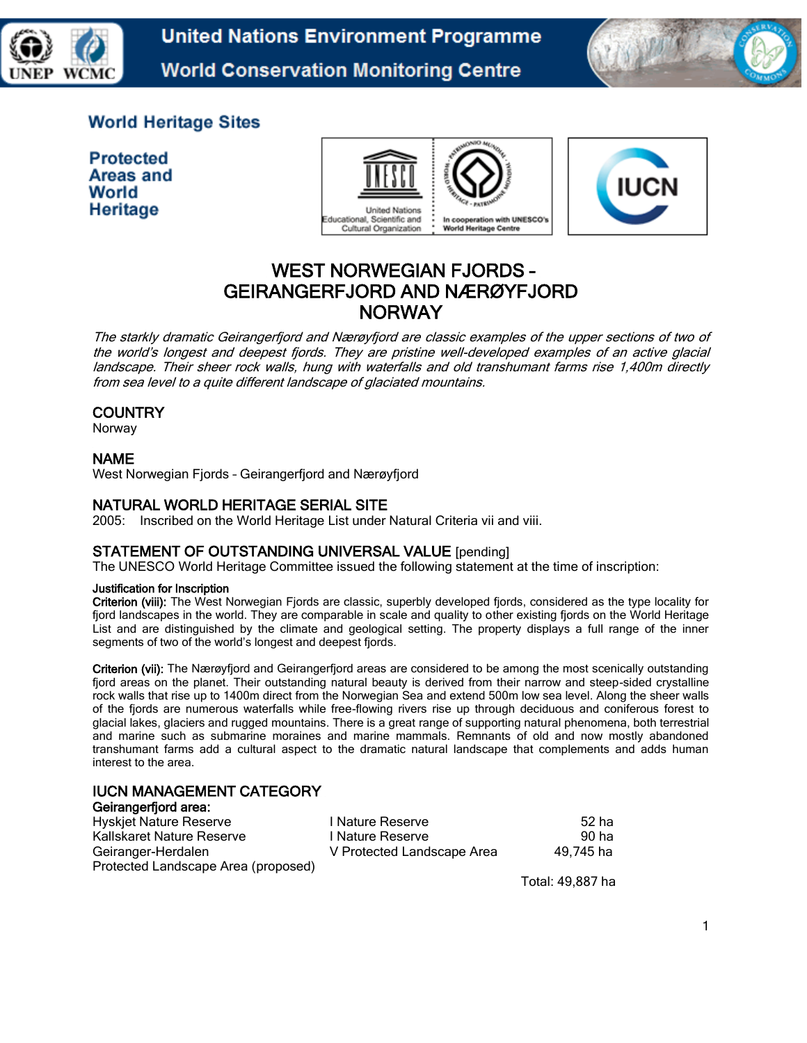United Nations Environment Programme
World Conservation Monitoring Centre

World Heritage Sites

Protected Areas and World Heritage

# WEST NORWEGIAN FJORDS – GEIRANGERFJORD AND NÆRØYFJORD NORWAY

*The starkly dramatic Geirangerfjord and Nærøyfjord are classic examples of the upper sections of two of the world's longest and deepest fjords. They are pristine well-developed examples of an active glacial landscape. Their sheer rock walls, hung with waterfalls and old transhumant farms rise 1,400m directly from sea level to a quite different landscape of glaciated mountains.*

## COUNTRY

Norway

## NAME

West Norwegian Fjords – Geirangerfjord and Nærøyfjord

## NATURAL WORLD HERITAGE SERIAL SITE

2005: Inscribed on the World Heritage List under Natural Criteria vii and viii.

## STATEMENT OF OUTSTANDING UNIVERSAL VALUE [pending]

The UNESCO World Heritage Committee issued the following statement at the time of inscription:

**Justification for Inscription**

**Criterion (viii):** The West Norwegian Fjords are classic, superbly developed fjords, considered as the type locality for fjord landscapes in the world. They are comparable in scale and quality to other existing fjords on the World Heritage List and are distinguished by the climate and geological setting. The property displays a full range of the inner segments of two of the world's longest and deepest fjords.

**Criterion (vii):** The Nærøyfjord and Geirangerfjord areas are considered to be among the most scenically outstanding fjord areas on the planet. Their outstanding natural beauty is derived from their narrow and steep-sided crystalline rock walls that rise up to 1400m direct from the Norwegian Sea and extend 500m low sea level. Along the sheer walls of the fjords are numerous waterfalls while free-flowing rivers rise up through deciduous and coniferous forest to glacial lakes, glaciers and rugged mountains. There is a great range of supporting natural phenomena, both terrestrial and marine such as submarine moraines and marine mammals. Remnants of old and now mostly abandoned transhumant farms add a cultural aspect to the dramatic natural landscape that complements and adds human interest to the area.

## IUCN MANAGEMENT CATEGORY

**Geirangerfjord area:**

| | | |
|---|---|---|
| Hyskjet Nature Reserve | I Nature Reserve | 52 ha |
| Kallskaret Nature Reserve | I Nature Reserve | 90 ha |
| Geiranger-Herdalen Protected Landscape Area (proposed) | V Protected Landscape Area | 49,745 ha |
| | | Total: 49,887 ha |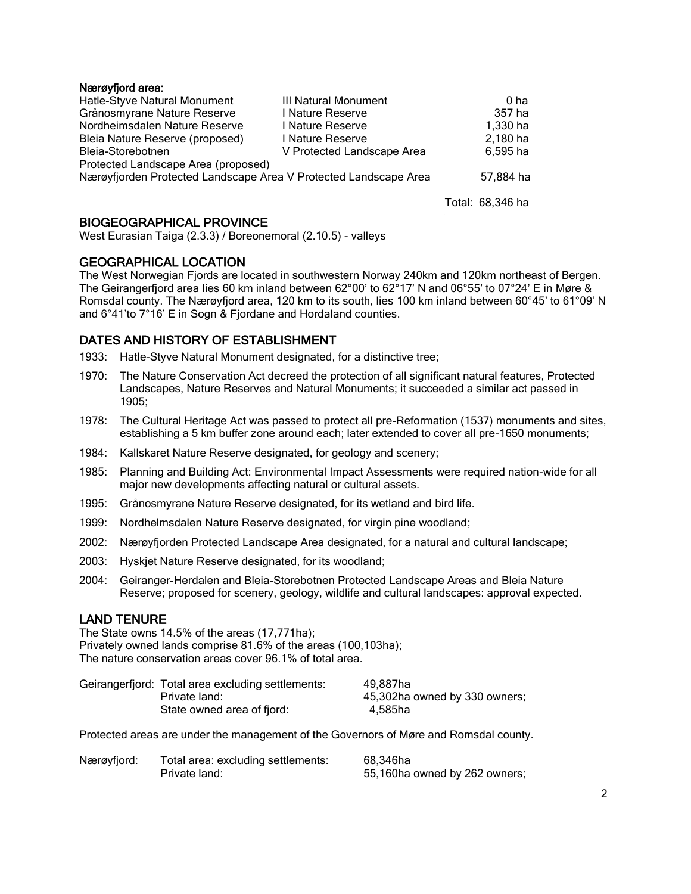**Nærøyfjord area:**

| | | |
|---|---|---|
| Hatle-Styve Natural Monument | III Natural Monument | 0 ha |
| Grånosmyrane Nature Reserve | I Nature Reserve | 357 ha |
| Nordheimsdalen Nature Reserve | I Nature Reserve | 1,330 ha |
| Bleia Nature Reserve (proposed) | I Nature Reserve | 2,180 ha |
| Bleia-Storebotnen Protected Landscape Area (proposed) | V Protected Landscape Area | 6,595 ha |
| Nærøyfjorden Protected Landscape Area | V Protected Landscape Area | 57,884 ha |
| | | Total: 68,346 ha |

## BIOGEOGRAPHICAL PROVINCE

West Eurasian Taiga (2.3.3) / Boreonemoral (2.10.5) - valleys

## GEOGRAPHICAL LOCATION

The West Norwegian Fjords are located in southwestern Norway 240km and 120km northeast of Bergen. The Geirangerfjord area lies 60 km inland between 62°00' to 62°17' N and 06°55' to 07°24' E in Møre & Romsdal county. The Nærøyfjord area, 120 km to its south, lies 100 km inland between 60°45' to 61°09' N and 6°41'to 7°16' E in Sogn & Fjordane and Hordaland counties.

## DATES AND HISTORY OF ESTABLISHMENT

- 1933: Hatle-Styve Natural Monument designated, for a distinctive tree;
- 1970: The Nature Conservation Act decreed the protection of all significant natural features, Protected Landscapes, Nature Reserves and Natural Monuments; it succeeded a similar act passed in 1905;
- 1978: The Cultural Heritage Act was passed to protect all pre-Reformation (1537) monuments and sites, establishing a 5 km buffer zone around each; later extended to cover all pre-1650 monuments;
- 1984: Kallskaret Nature Reserve designated, for geology and scenery;
- 1985: Planning and Building Act: Environmental Impact Assessments were required nation-wide for all major new developments affecting natural or cultural assets.
- 1995: Grånosmyrane Nature Reserve designated, for its wetland and bird life.
- 1999: Nordhelmsdalen Nature Reserve designated, for virgin pine woodland;
- 2002: Nærøyfjorden Protected Landscape Area designated, for a natural and cultural landscape;
- 2003: Hyskjet Nature Reserve designated, for its woodland;
- 2004: Geiranger-Herdalen and Bleia-Storebotnen Protected Landscape Areas and Bleia Nature Reserve; proposed for scenery, geology, wildlife and cultural landscapes: approval expected.

## LAND TENURE

The State owns 14.5% of the areas (17,771ha);
Privately owned lands comprise 81.6% of the areas (100,103ha);
The nature conservation areas cover 96.1% of total area.

| | | |
|---|---|---|
| Geirangerfjord: | Total area excluding settlements: | 49,887ha |
| | Private land: | 45,302ha owned by 330 owners; |
| | State owned area of fjord: | 4,585ha |

Protected areas are under the management of the Governors of Møre and Romsdal county.

| | | |
|---|---|---|
| Nærøyfjord: | Total area: excluding settlements: | 68,346ha |
| | Private land: | 55,160ha owned by 262 owners; |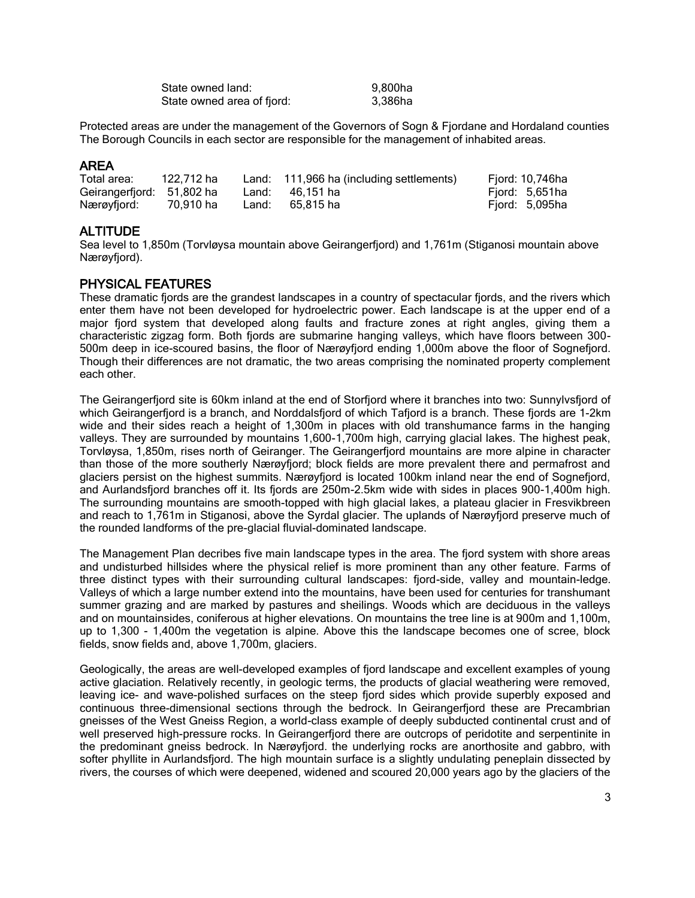| State owned land: | 9,800ha |
|---|---|
| State owned area of fjord: | 3,386ha |

Protected areas are under the management of the Governors of Sogn & Fjordane and Hordaland counties The Borough Councils in each sector are responsible for the management of inhabited areas.

## AREA

| | | | | |
|---|---|---|---|---|
| Total area: | 122,712 ha | Land: | 111,966 ha (including settlements) | Fjord: 10,746ha |
| Geirangerfjord: | 51,802 ha | Land: | 46,151 ha | Fjord: 5,651ha |
| Nærøyfjord: | 70,910 ha | Land: | 65,815 ha | Fjord: 5,095ha |

## ALTITUDE

Sea level to 1,850m (Torvløysa mountain above Geirangerfjord) and 1,761m (Stiganosi mountain above Nærøyfjord).

## PHYSICAL FEATURES

These dramatic fjords are the grandest landscapes in a country of spectacular fjords, and the rivers which enter them have not been developed for hydroelectric power. Each landscape is at the upper end of a major fjord system that developed along faults and fracture zones at right angles, giving them a characteristic zigzag form. Both fjords are submarine hanging valleys, which have floors between 300-500m deep in ice-scoured basins, the floor of Nærøyfjord ending 1,000m above the floor of Sognefjord. Though their differences are not dramatic, the two areas comprising the nominated property complement each other.

The Geirangerfjord site is 60km inland at the end of Storfjord where it branches into two: Sunnylvsfjord of which Geirangerfjord is a branch, and Norddalsfjord of which Tafjord is a branch. These fjords are 1-2km wide and their sides reach a height of 1,300m in places with old transhumance farms in the hanging valleys. They are surrounded by mountains 1,600-1,700m high, carrying glacial lakes. The highest peak, Torvløysa, 1,850m, rises north of Geiranger. The Geirangerfjord mountains are more alpine in character than those of the more southerly Nærøyfjord; block fields are more prevalent there and permafrost and glaciers persist on the highest summits. Nærøyfjord is located 100km inland near the end of Sognefjord, and Aurlandsfjord branches off it. Its fjords are 250m-2.5km wide with sides in places 900-1,400m high. The surrounding mountains are smooth-topped with high glacial lakes, a plateau glacier in Fresvikbreen and reach to 1,761m in Stiganosi, above the Syrdal glacier. The uplands of Nærøyfjord preserve much of the rounded landforms of the pre-glacial fluvial-dominated landscape.

The Management Plan decribes five main landscape types in the area. The fjord system with shore areas and undisturbed hillsides where the physical relief is more prominent than any other feature. Farms of three distinct types with their surrounding cultural landscapes: fjord-side, valley and mountain-ledge. Valleys of which a large number extend into the mountains, have been used for centuries for transhumant summer grazing and are marked by pastures and sheilings. Woods which are deciduous in the valleys and on mountainsides, coniferous at higher elevations. On mountains the tree line is at 900m and 1,100m, up to 1,300 - 1,400m the vegetation is alpine. Above this the landscape becomes one of scree, block fields, snow fields and, above 1,700m, glaciers.

Geologically, the areas are well-developed examples of fjord landscape and excellent examples of young active glaciation. Relatively recently, in geologic terms, the products of glacial weathering were removed, leaving ice- and wave-polished surfaces on the steep fjord sides which provide superbly exposed and continuous three-dimensional sections through the bedrock. In Geirangerfjord these are Precambrian gneisses of the West Gneiss Region, a world-class example of deeply subducted continental crust and of well preserved high-pressure rocks. In Geirangerfjord there are outcrops of peridotite and serpentinite in the predominant gneiss bedrock. In Nærøyfjord. the underlying rocks are anorthosite and gabbro, with softer phyllite in Aurlandsfjord. The high mountain surface is a slightly undulating peneplain dissected by rivers, the courses of which were deepened, widened and scoured 20,000 years ago by the glaciers of the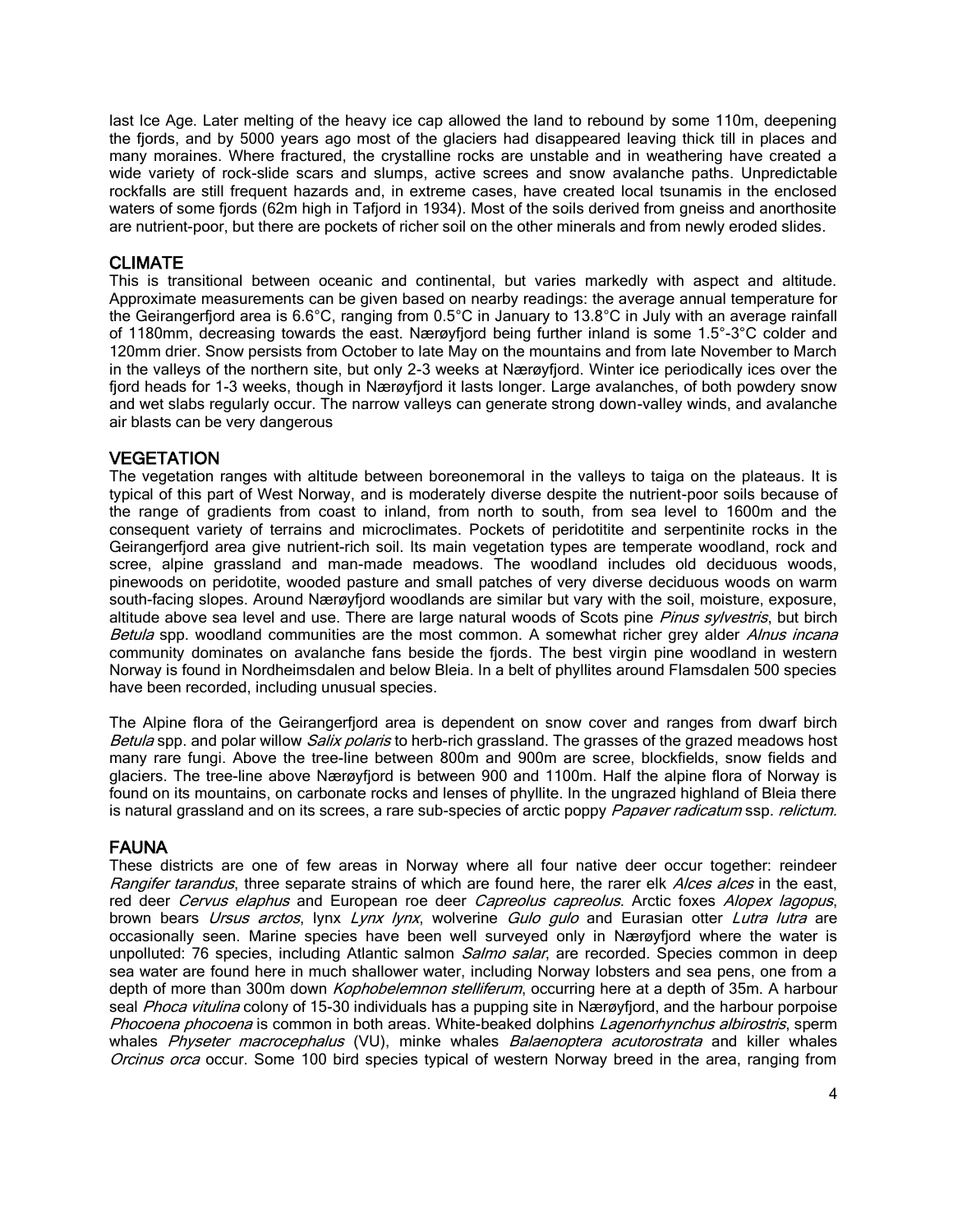last Ice Age. Later melting of the heavy ice cap allowed the land to rebound by some 110m, deepening the fjords, and by 5000 years ago most of the glaciers had disappeared leaving thick till in places and many moraines. Where fractured, the crystalline rocks are unstable and in weathering have created a wide variety of rock-slide scars and slumps, active screes and snow avalanche paths. Unpredictable rockfalls are still frequent hazards and, in extreme cases, have created local tsunamis in the enclosed waters of some fjords (62m high in Tafjord in 1934). Most of the soils derived from gneiss and anorthosite are nutrient-poor, but there are pockets of richer soil on the other minerals and from newly eroded slides.

## CLIMATE

This is transitional between oceanic and continental, but varies markedly with aspect and altitude. Approximate measurements can be given based on nearby readings: the average annual temperature for the Geirangerfjord area is 6.6°C, ranging from 0.5°C in January to 13.8°C in July with an average rainfall of 1180mm, decreasing towards the east. Nærøyfjord being further inland is some 1.5°-3°C colder and 120mm drier. Snow persists from October to late May on the mountains and from late November to March in the valleys of the northern site, but only 2-3 weeks at Nærøyfjord. Winter ice periodically ices over the fjord heads for 1-3 weeks, though in Nærøyfjord it lasts longer. Large avalanches, of both powdery snow and wet slabs regularly occur. The narrow valleys can generate strong down-valley winds, and avalanche air blasts can be very dangerous

## VEGETATION

The vegetation ranges with altitude between boreonemoral in the valleys to taiga on the plateaus. It is typical of this part of West Norway, and is moderately diverse despite the nutrient-poor soils because of the range of gradients from coast to inland, from north to south, from sea level to 1600m and the consequent variety of terrains and microclimates. Pockets of peridotitite and serpentinite rocks in the Geirangerfjord area give nutrient-rich soil. Its main vegetation types are temperate woodland, rock and scree, alpine grassland and man-made meadows. The woodland includes old deciduous woods, pinewoods on peridotite, wooded pasture and small patches of very diverse deciduous woods on warm south-facing slopes. Around Nærøyfjord woodlands are similar but vary with the soil, moisture, exposure, altitude above sea level and use. There are large natural woods of Scots pine *Pinus sylvestris*, but birch *Betula* spp. woodland communities are the most common. A somewhat richer grey alder *Alnus incana* community dominates on avalanche fans beside the fjords. The best virgin pine woodland in western Norway is found in Nordheimsdalen and below Bleia. In a belt of phyllites around Flamsdalen 500 species have been recorded, including unusual species.

The Alpine flora of the Geirangerfjord area is dependent on snow cover and ranges from dwarf birch *Betula* spp. and polar willow *Salix polaris* to herb-rich grassland. The grasses of the grazed meadows host many rare fungi. Above the tree-line between 800m and 900m are scree, blockfields, snow fields and glaciers. The tree-line above Nærøyfjord is between 900 and 1100m. Half the alpine flora of Norway is found on its mountains, on carbonate rocks and lenses of phyllite. In the ungrazed highland of Bleia there is natural grassland and on its screes, a rare sub-species of arctic poppy *Papaver radicatum* ssp. *relictum.*

## FAUNA

These districts are one of few areas in Norway where all four native deer occur together: reindeer *Rangifer tarandus*, three separate strains of which are found here, the rarer elk *Alces alces* in the east, red deer *Cervus elaphus* and European roe deer *Capreolus capreolus*. Arctic foxes *Alopex lagopus*, brown bears *Ursus arctos*, lynx *Lynx lynx*, wolverine *Gulo gulo* and Eurasian otter *Lutra lutra* are occasionally seen. Marine species have been well surveyed only in Nærøyfjord where the water is unpolluted: 76 species, including Atlantic salmon *Salmo salar*, are recorded. Species common in deep sea water are found here in much shallower water, including Norway lobsters and sea pens, one from a depth of more than 300m down *Kophobelemnon stelliferum*, occurring here at a depth of 35m. A harbour seal *Phoca vitulina* colony of 15-30 individuals has a pupping site in Nærøyfjord, and the harbour porpoise *Phocoena phocoena* is common in both areas. White-beaked dolphins *Lagenorhynchus albirostris*, sperm whales *Physeter macrocephalus* (VU), minke whales *Balaenoptera acutorostrata* and killer whales *Orcinus orca* occur. Some 100 bird species typical of western Norway breed in the area, ranging from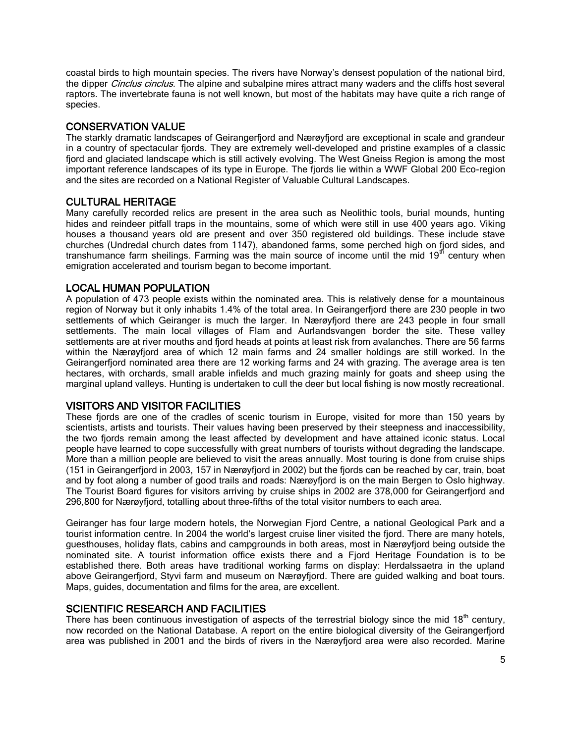coastal birds to high mountain species. The rivers have Norway's densest population of the national bird, the dipper *Cinclus cinclus*. The alpine and subalpine mires attract many waders and the cliffs host several raptors. The invertebrate fauna is not well known, but most of the habitats may have quite a rich range of species.

## CONSERVATION VALUE

The starkly dramatic landscapes of Geirangerfjord and Nærøyfjord are exceptional in scale and grandeur in a country of spectacular fjords. They are extremely well-developed and pristine examples of a classic fjord and glaciated landscape which is still actively evolving. The West Gneiss Region is among the most important reference landscapes of its type in Europe. The fjords lie within a WWF Global 200 Eco-region and the sites are recorded on a National Register of Valuable Cultural Landscapes.

## CULTURAL HERITAGE

Many carefully recorded relics are present in the area such as Neolithic tools, burial mounds, hunting hides and reindeer pitfall traps in the mountains, some of which were still in use 400 years ago. Viking houses a thousand years old are present and over 350 registered old buildings. These include stave churches (Undredal church dates from 1147), abandoned farms, some perched high on fjord sides, and transhumance farm sheilings. Farming was the main source of income until the mid 19th century when emigration accelerated and tourism began to become important.

## LOCAL HUMAN POPULATION

A population of 473 people exists within the nominated area. This is relatively dense for a mountainous region of Norway but it only inhabits 1.4% of the total area. In Geirangerfjord there are 230 people in two settlements of which Geiranger is much the larger. In Nærøyfjord there are 243 people in four small settlements. The main local villages of Flam and Aurlandsvangen border the site. These valley settlements are at river mouths and fjord heads at points at least risk from avalanches. There are 56 farms within the Nærøyfjord area of which 12 main farms and 24 smaller holdings are still worked. In the Geirangerfjord nominated area there are 12 working farms and 24 with grazing. The average area is ten hectares, with orchards, small arable infields and much grazing mainly for goats and sheep using the marginal upland valleys. Hunting is undertaken to cull the deer but local fishing is now mostly recreational.

## VISITORS AND VISITOR FACILITIES

These fjords are one of the cradles of scenic tourism in Europe, visited for more than 150 years by scientists, artists and tourists. Their values having been preserved by their steepness and inaccessibility, the two fjords remain among the least affected by development and have attained iconic status. Local people have learned to cope successfully with great numbers of tourists without degrading the landscape. More than a million people are believed to visit the areas annually. Most touring is done from cruise ships (151 in Geirangerfjord in 2003, 157 in Nærøyfjord in 2002) but the fjords can be reached by car, train, boat and by foot along a number of good trails and roads: Nærøyfjord is on the main Bergen to Oslo highway. The Tourist Board figures for visitors arriving by cruise ships in 2002 are 378,000 for Geirangerfjord and 296,800 for Nærøyfjord, totalling about three-fifths of the total visitor numbers to each area.

Geiranger has four large modern hotels, the Norwegian Fjord Centre, a national Geological Park and a tourist information centre. In 2004 the world's largest cruise liner visited the fjord. There are many hotels, guesthouses, holiday flats, cabins and campgrounds in both areas, most in Nærøyfjord being outside the nominated site. A tourist information office exists there and a Fjord Heritage Foundation is to be established there. Both areas have traditional working farms on display: Herdalssaetra in the upland above Geirangerfjord, Styvi farm and museum on Nærøyfjord. There are guided walking and boat tours. Maps, guides, documentation and films for the area, are excellent.

## SCIENTIFIC RESEARCH AND FACILITIES

There has been continuous investigation of aspects of the terrestrial biology since the mid 18th century, now recorded on the National Database. A report on the entire biological diversity of the Geirangerfjord area was published in 2001 and the birds of rivers in the Nærøyfjord area were also recorded. Marine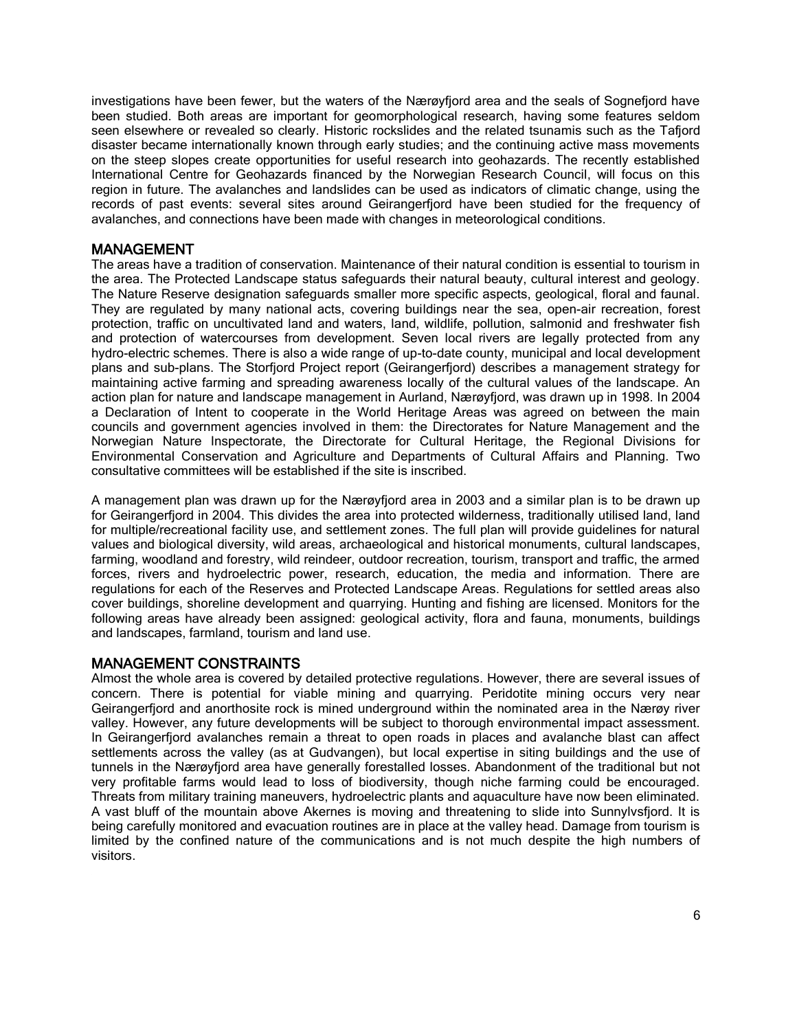investigations have been fewer, but the waters of the Nærøyfjord area and the seals of Sognefjord have been studied. Both areas are important for geomorphological research, having some features seldom seen elsewhere or revealed so clearly. Historic rockslides and the related tsunamis such as the Tafjord disaster became internationally known through early studies; and the continuing active mass movements on the steep slopes create opportunities for useful research into geohazards. The recently established International Centre for Geohazards financed by the Norwegian Research Council, will focus on this region in future. The avalanches and landslides can be used as indicators of climatic change, using the records of past events: several sites around Geirangerfjord have been studied for the frequency of avalanches, and connections have been made with changes in meteorological conditions.

## MANAGEMENT

The areas have a tradition of conservation. Maintenance of their natural condition is essential to tourism in the area. The Protected Landscape status safeguards their natural beauty, cultural interest and geology. The Nature Reserve designation safeguards smaller more specific aspects, geological, floral and faunal. They are regulated by many national acts, covering buildings near the sea, open-air recreation, forest protection, traffic on uncultivated land and waters, land, wildlife, pollution, salmonid and freshwater fish and protection of watercourses from development. Seven local rivers are legally protected from any hydro-electric schemes. There is also a wide range of up-to-date county, municipal and local development plans and sub-plans. The Storfjord Project report (Geirangerfjord) describes a management strategy for maintaining active farming and spreading awareness locally of the cultural values of the landscape. An action plan for nature and landscape management in Aurland, Nærøyfjord, was drawn up in 1998. In 2004 a Declaration of Intent to cooperate in the World Heritage Areas was agreed on between the main councils and government agencies involved in them: the Directorates for Nature Management and the Norwegian Nature Inspectorate, the Directorate for Cultural Heritage, the Regional Divisions for Environmental Conservation and Agriculture and Departments of Cultural Affairs and Planning. Two consultative committees will be established if the site is inscribed.

A management plan was drawn up for the Nærøyfjord area in 2003 and a similar plan is to be drawn up for Geirangerfjord in 2004. This divides the area into protected wilderness, traditionally utilised land, land for multiple/recreational facility use, and settlement zones. The full plan will provide guidelines for natural values and biological diversity, wild areas, archaeological and historical monuments, cultural landscapes, farming, woodland and forestry, wild reindeer, outdoor recreation, tourism, transport and traffic, the armed forces, rivers and hydroelectric power, research, education, the media and information. There are regulations for each of the Reserves and Protected Landscape Areas. Regulations for settled areas also cover buildings, shoreline development and quarrying. Hunting and fishing are licensed. Monitors for the following areas have already been assigned: geological activity, flora and fauna, monuments, buildings and landscapes, farmland, tourism and land use.

## MANAGEMENT CONSTRAINTS

Almost the whole area is covered by detailed protective regulations. However, there are several issues of concern. There is potential for viable mining and quarrying. Peridotite mining occurs very near Geirangerfjord and anorthosite rock is mined underground within the nominated area in the Nærøy river valley. However, any future developments will be subject to thorough environmental impact assessment. In Geirangerfjord avalanches remain a threat to open roads in places and avalanche blast can affect settlements across the valley (as at Gudvangen), but local expertise in siting buildings and the use of tunnels in the Nærøyfjord area have generally forestalled losses. Abandonment of the traditional but not very profitable farms would lead to loss of biodiversity, though niche farming could be encouraged. Threats from military training maneuvers, hydroelectric plants and aquaculture have now been eliminated. A vast bluff of the mountain above Akernes is moving and threatening to slide into Sunnylvsfjord. It is being carefully monitored and evacuation routines are in place at the valley head. Damage from tourism is limited by the confined nature of the communications and is not much despite the high numbers of visitors.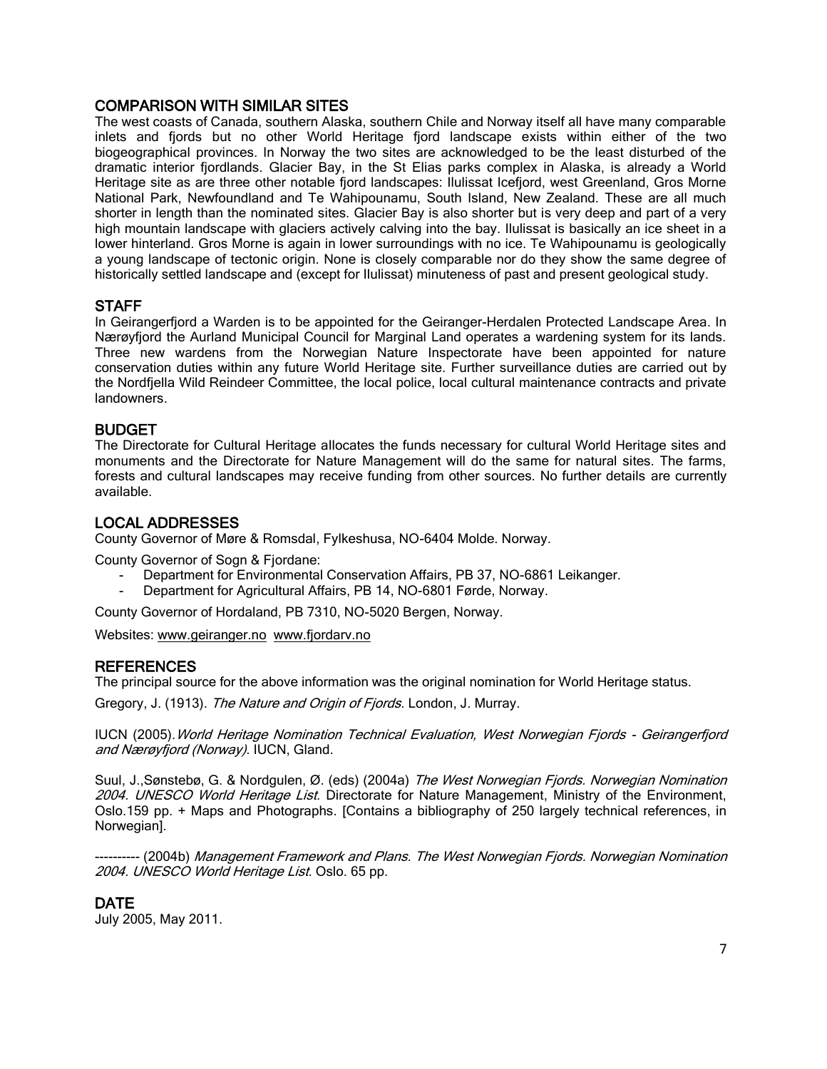## COMPARISON WITH SIMILAR SITES

The west coasts of Canada, southern Alaska, southern Chile and Norway itself all have many comparable inlets and fjords but no other World Heritage fjord landscape exists within either of the two biogeographical provinces. In Norway the two sites are acknowledged to be the least disturbed of the dramatic interior fjordlands. Glacier Bay, in the St Elias parks complex in Alaska, is already a World Heritage site as are three other notable fjord landscapes: Ilulissat Icefjord, west Greenland, Gros Morne National Park, Newfoundland and Te Wahipounamu, South Island, New Zealand. These are all much shorter in length than the nominated sites. Glacier Bay is also shorter but is very deep and part of a very high mountain landscape with glaciers actively calving into the bay. Ilulissat is basically an ice sheet in a lower hinterland. Gros Morne is again in lower surroundings with no ice. Te Wahipounamu is geologically a young landscape of tectonic origin. None is closely comparable nor do they show the same degree of historically settled landscape and (except for Ilulissat) minuteness of past and present geological study.

## STAFF

In Geirangerfjord a Warden is to be appointed for the Geiranger-Herdalen Protected Landscape Area. In Nærøyfjord the Aurland Municipal Council for Marginal Land operates a wardening system for its lands. Three new wardens from the Norwegian Nature Inspectorate have been appointed for nature conservation duties within any future World Heritage site. Further surveillance duties are carried out by the Nordfjella Wild Reindeer Committee, the local police, local cultural maintenance contracts and private landowners.

## BUDGET

The Directorate for Cultural Heritage allocates the funds necessary for cultural World Heritage sites and monuments and the Directorate for Nature Management will do the same for natural sites. The farms, forests and cultural landscapes may receive funding from other sources. No further details are currently available.

## LOCAL ADDRESSES

County Governor of Møre & Romsdal, Fylkeshusa, NO-6404 Molde. Norway.

County Governor of Sogn & Fjordane:

- Department for Environmental Conservation Affairs, PB 37, NO-6861 Leikanger.
- Department for Agricultural Affairs, PB 14, NO-6801 Førde, Norway.

County Governor of Hordaland, PB 7310, NO-5020 Bergen, Norway.

Websites: www.geiranger.no www.fjordarv.no

## REFERENCES

The principal source for the above information was the original nomination for World Heritage status.

Gregory, J. (1913). *The Nature and Origin of Fjords*. London, J. Murray.

IUCN (2005). *World Heritage Nomination Technical Evaluation, West Norwegian Fjords - Geirangerfjord and Nærøyfjord (Norway)*. IUCN, Gland.

Suul, J.,Sønstebø, G. & Nordgulen, Ø. (eds) (2004a) *The West Norwegian Fjords. Norwegian Nomination 2004. UNESCO World Heritage List.* Directorate for Nature Management, Ministry of the Environment, Oslo.159 pp. + Maps and Photographs. [Contains a bibliography of 250 largely technical references, in Norwegian].

---------- (2004b) *Management Framework and Plans. The West Norwegian Fjords. Norwegian Nomination 2004. UNESCO World Heritage List*. Oslo. 65 pp.

## DATE

July 2005, May 2011.